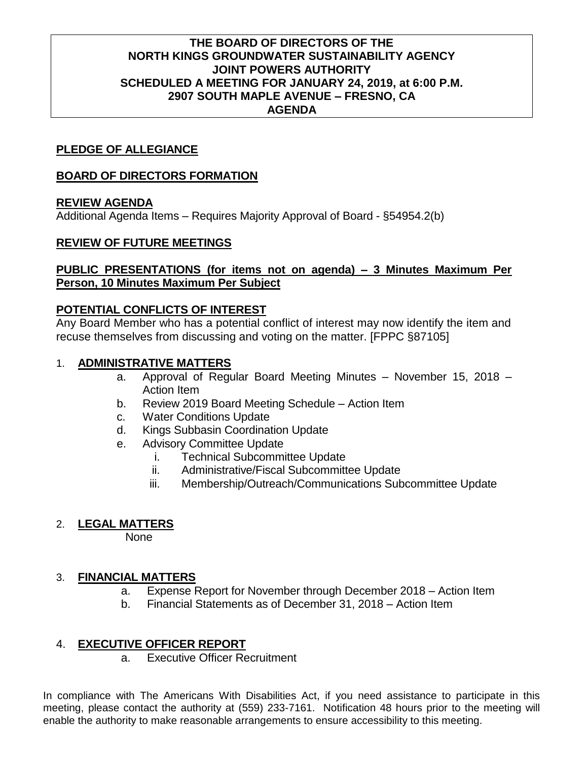# THE BOARD OF DIRECTORS OF THE NORTH KINGS GROUNDWATER SUSTAINABILITY AGENCY JOINT POWERS AUTHORITY SCHEDULED A MEETING FOR JANUARY 24, 2019, at 6:00 P.M. 2907 SOUTH MAPLE AVENUE – FRESNO, CA AGENDA

**PLEDGE OF ALLEGIANCE**

**BOARD OF DIRECTORS FORMATION**

**REVIEW AGENDA**

Additional Agenda Items – Requires Majority Approval of Board - §54954.2(b)

**REVIEW OF FUTURE MEETINGS**

**PUBLIC PRESENTATIONS (for items not on agenda) – 3 Minutes Maximum Per Person, 10 Minutes Maximum Per Subject**

**POTENTIAL CONFLICTS OF INTEREST**

Any Board Member who has a potential conflict of interest may now identify the item and recuse themselves from discussing and voting on the matter. [FPPC §87105]

1. **ADMINISTRATIVE MATTERS**
   a. Approval of Regular Board Meeting Minutes – November 15, 2018 – Action Item
   b. Review 2019 Board Meeting Schedule – Action Item
   c. Water Conditions Update
   d. Kings Subbasin Coordination Update
   e. Advisory Committee Update
      i. Technical Subcommittee Update
      ii. Administrative/Fiscal Subcommittee Update
      iii. Membership/Outreach/Communications Subcommittee Update

2. **LEGAL MATTERS**
   None

3. **FINANCIAL MATTERS**
   a. Expense Report for November through December 2018 – Action Item
   b. Financial Statements as of December 31, 2018 – Action Item

4. **EXECUTIVE OFFICER REPORT**
   a. Executive Officer Recruitment

In compliance with The Americans With Disabilities Act, if you need assistance to participate in this meeting, please contact the authority at (559) 233-7161. Notification 48 hours prior to the meeting will enable the authority to make reasonable arrangements to ensure accessibility to this meeting.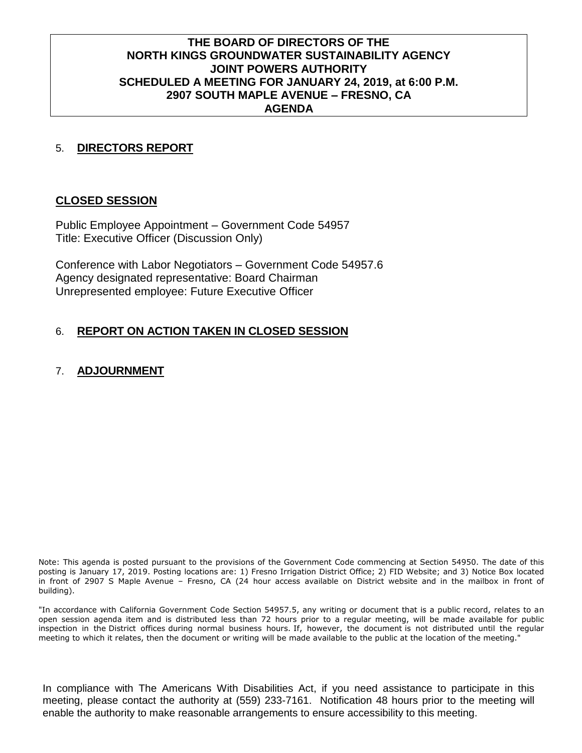**THE BOARD OF DIRECTORS OF THE NORTH KINGS GROUNDWATER SUSTAINABILITY AGENCY JOINT POWERS AUTHORITY SCHEDULED A MEETING FOR JANUARY 24, 2019, at 6:00 P.M. 2907 SOUTH MAPLE AVENUE – FRESNO, CA AGENDA**

5. **DIRECTORS REPORT**

**CLOSED SESSION**

Public Employee Appointment – Government Code 54957
Title: Executive Officer (Discussion Only)

Conference with Labor Negotiators – Government Code 54957.6
Agency designated representative: Board Chairman
Unrepresented employee: Future Executive Officer

6. **REPORT ON ACTION TAKEN IN CLOSED SESSION**

7. **ADJOURNMENT**

Note: This agenda is posted pursuant to the provisions of the Government Code commencing at Section 54950. The date of this posting is January 17, 2019. Posting locations are: 1) Fresno Irrigation District Office; 2) FID Website; and 3) Notice Box located in front of 2907 S Maple Avenue – Fresno, CA (24 hour access available on District website and in the mailbox in front of building).

"In accordance with California Government Code Section 54957.5, any writing or document that is a public record, relates to an open session agenda item and is distributed less than 72 hours prior to a regular meeting, will be made available for public inspection in the District offices during normal business hours. If, however, the document is not distributed until the regular meeting to which it relates, then the document or writing will be made available to the public at the location of the meeting."

In compliance with The Americans With Disabilities Act, if you need assistance to participate in this meeting, please contact the authority at (559) 233-7161. Notification 48 hours prior to the meeting will enable the authority to make reasonable arrangements to ensure accessibility to this meeting.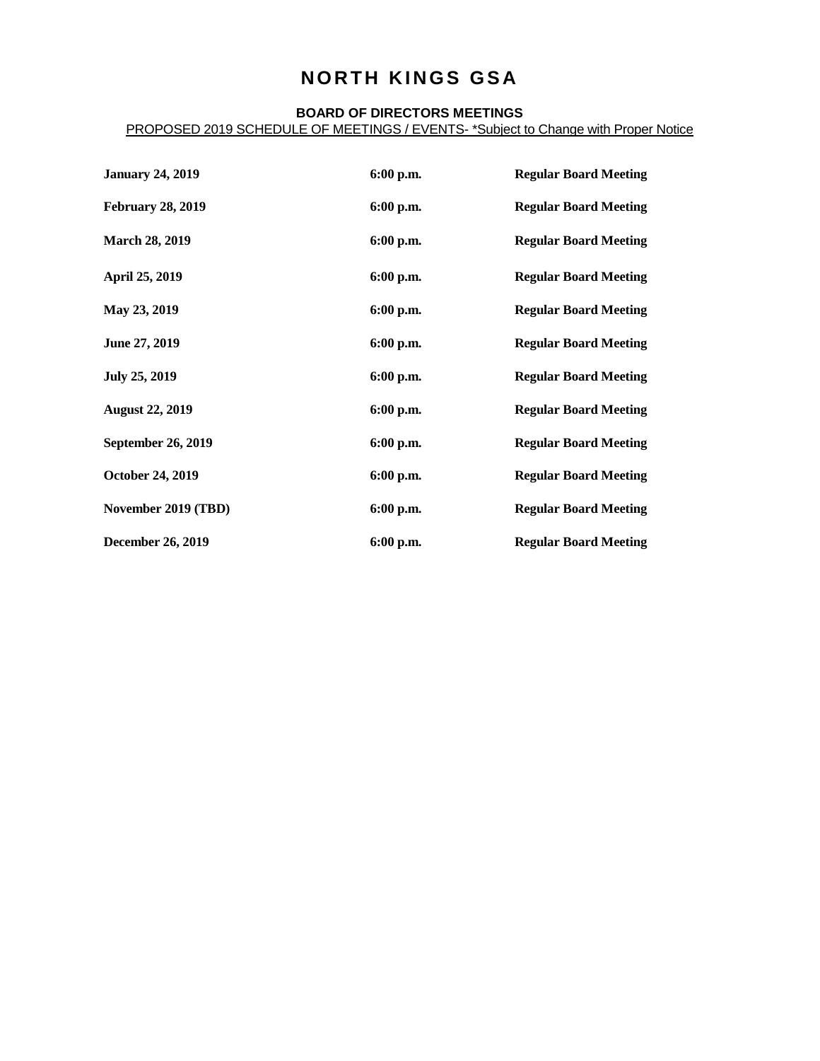# NORTH KINGS GSA

**BOARD OF DIRECTORS MEETINGS**

PROPOSED 2019 SCHEDULE OF MEETINGS / EVENTS- *Subject to Change with Proper Notice

| | | |
|---|---|---|
| **January 24, 2019** | **6:00 p.m.** | **Regular Board Meeting** |
| **February 28, 2019** | **6:00 p.m.** | **Regular Board Meeting** |
| **March 28, 2019** | **6:00 p.m.** | **Regular Board Meeting** |
| **April 25, 2019** | **6:00 p.m.** | **Regular Board Meeting** |
| **May 23, 2019** | **6:00 p.m.** | **Regular Board Meeting** |
| **June 27, 2019** | **6:00 p.m.** | **Regular Board Meeting** |
| **July 25, 2019** | **6:00 p.m.** | **Regular Board Meeting** |
| **August 22, 2019** | **6:00 p.m.** | **Regular Board Meeting** |
| **September 26, 2019** | **6:00 p.m.** | **Regular Board Meeting** |
| **October 24, 2019** | **6:00 p.m.** | **Regular Board Meeting** |
| **November 2019 (TBD)** | **6:00 p.m.** | **Regular Board Meeting** |
| **December 26, 2019** | **6:00 p.m.** | **Regular Board Meeting** |